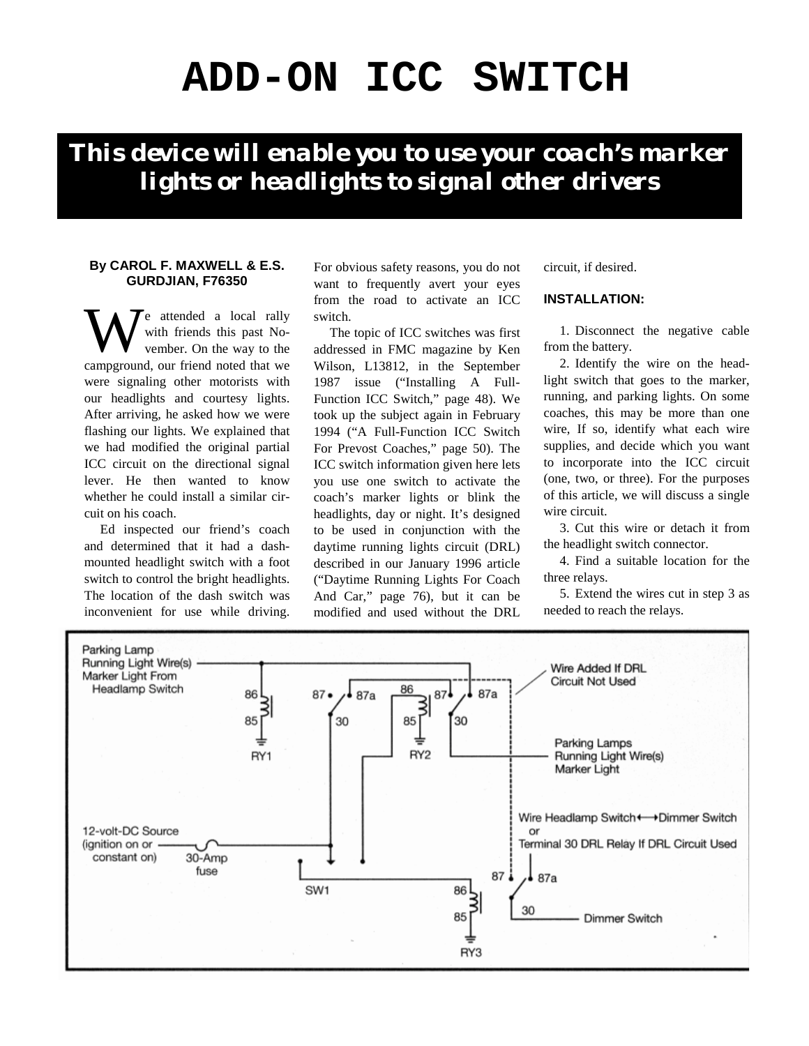# ADD-ON ICC SWITCH

## This device will enable you to use your coach's marker lights or headlights to signal other drivers

**By CAROL F. MAXWELL & E.S. GURDJIAN, F76350**

We attended a local rally with friends this past November. On the way to the campground, our friend noted that we were signaling other motorists with our headlights and courtesy lights. After arriving, he asked how we were flashing our lights. We explained that we had modified the original partial ICC circuit on the directional signal lever. He then wanted to know whether he could install a similar circuit on his coach.

Ed inspected our friend's coach and determined that it had a dash-mounted headlight switch with a foot switch to control the bright headlights. The location of the dash switch was inconvenient for use while driving. For obvious safety reasons, you do not want to frequently avert your eyes from the road to activate an ICC switch.

The topic of ICC switches was first addressed in FMC magazine by Ken Wilson, L13812, in the September 1987 issue ("Installing A Full-Function ICC Switch," page 48). We took up the subject again in February 1994 ("A Full-Function ICC Switch For Prevost Coaches," page 50). The ICC switch information given here lets you use one switch to activate the coach's marker lights or blink the headlights, day or night. It's designed to be used in conjunction with the daytime running lights circuit (DRL) described in our January 1996 article ("Daytime Running Lights For Coach And Car," page 76), but it can be modified and used without the DRL circuit, if desired.

**INSTALLATION:**

1. Disconnect the negative cable from the battery.
2. Identify the wire on the headlight switch that goes to the marker, running, and parking lights. On some coaches, this may be more than one wire, If so, identify what each wire supplies, and decide which you want to incorporate into the ICC circuit (one, two, or three). For the purposes of this article, we will discuss a single wire circuit.
3. Cut this wire or detach it from the headlight switch connector.
4. Find a suitable location for the three relays.
5. Extend the wires cut in step 3 as needed to reach the relays.

Parking Lamp Running Light Wire(s) Marker Light From Headlamp Switch — 86, 85, RY1 — 87, 87a, 30 — 86, 87, 87a, 85, 30, RY2 — Wire Added If DRL Circuit Not Used — Parking Lamps Running Light Wire(s) Marker Light — Wire Headlamp Switch ⟷ Dimmer Switch or Terminal 30 DRL Relay If DRL Circuit Used — 12-volt-DC Source (ignition on or constant on) — 30-Amp fuse — SW1 — 87, 87a, 86, 85, 30, RY3 — Dimmer Switch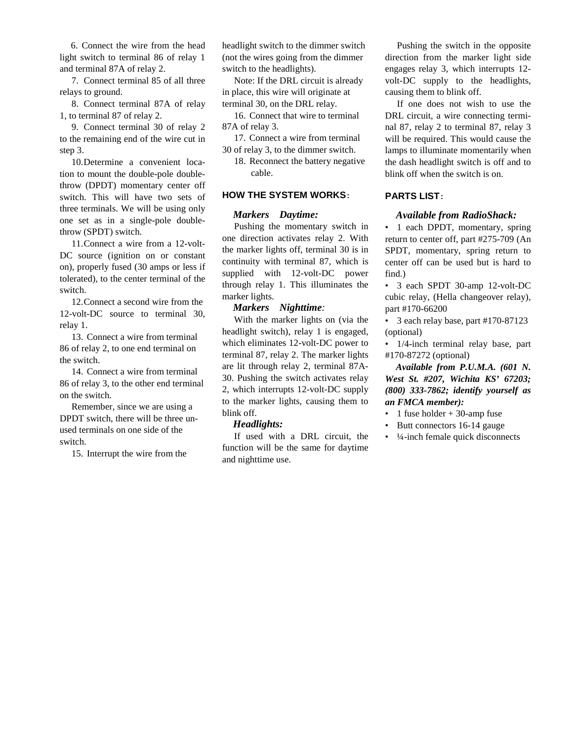6. Connect the wire from the head light switch to terminal 86 of relay 1 and terminal 87A of relay 2.

7. Connect terminal 85 of all three relays to ground.

8. Connect terminal 87A of relay 1, to terminal 87 of relay 2.

9. Connect terminal 30 of relay 2 to the remaining end of the wire cut in step 3.

10. Determine a convenient location to mount the double-pole double-throw (DPDT) momentary center off switch. This will have two sets of three terminals. We will be using only one set as in a single-pole double-throw (SPDT) switch.

11. Connect a wire from a 12-volt-DC source (ignition on or constant on), properly fused (30 amps or less if tolerated), to the center terminal of the switch.

12. Connect a second wire from the 12-volt-DC source to terminal 30, relay 1.

13. Connect a wire from terminal 86 of relay 2, to one end terminal on the switch.

14. Connect a wire from terminal 86 of relay 3, to the other end terminal on the switch.

Remember, since we are using a DPDT switch, there will be three unused terminals on one side of the switch.

15. Interrupt the wire from the headlight switch to the dimmer switch (not the wires going from the dimmer switch to the headlights).

Note: If the DRL circuit is already in place, this wire will originate at terminal 30, on the DRL relay.

16. Connect that wire to terminal 87A of relay 3.

17. Connect a wire from terminal 30 of relay 3, to the dimmer switch.

18. Reconnect the battery negative cable.

### HOW THE SYSTEM WORKS:

***Markers Daytime:***

Pushing the momentary switch in one direction activates relay 2. With the marker lights off, terminal 30 is in continuity with terminal 87, which is supplied with 12-volt-DC power through relay 1. This illuminates the marker lights.

***Markers Nighttime:***

With the marker lights on (via the headlight switch), relay 1 is engaged, which eliminates 12-volt-DC power to terminal 87, relay 2. The marker lights are lit through relay 2, terminal 87A-30. Pushing the switch activates relay 2, which interrupts 12-volt-DC supply to the marker lights, causing them to blink off.

***Headlights:***

If used with a DRL circuit, the function will be the same for daytime and nighttime use.

Pushing the switch in the opposite direction from the marker light side engages relay 3, which interrupts 12-volt-DC supply to the headlights, causing them to blink off.

If one does not wish to use the DRL circuit, a wire connecting terminal 87, relay 2 to terminal 87, relay 3 will be required. This would cause the lamps to illuminate momentarily when the dash headlight switch is off and to blink off when the switch is on.

### PARTS LIST:

***Available from RadioShack:***

- 1 each DPDT, momentary, spring return to center off, part #275-709 (An SPDT, momentary, spring return to center off can be used but is hard to find.)
- 3 each SPDT 30-amp 12-volt-DC cubic relay, (Hella changeover relay), part #170-66200
- 3 each relay base, part #170-87123 (optional)
- 1/4-inch terminal relay base, part #170-87272 (optional)

***Available from P.U.M.A. (601 N. West St. #207, Wichita KS' 67203; (800) 333-7862; identify yourself as an FMCA member):***

- 1 fuse holder + 30-amp fuse
- Butt connectors 16-14 gauge
- ¼-inch female quick disconnects